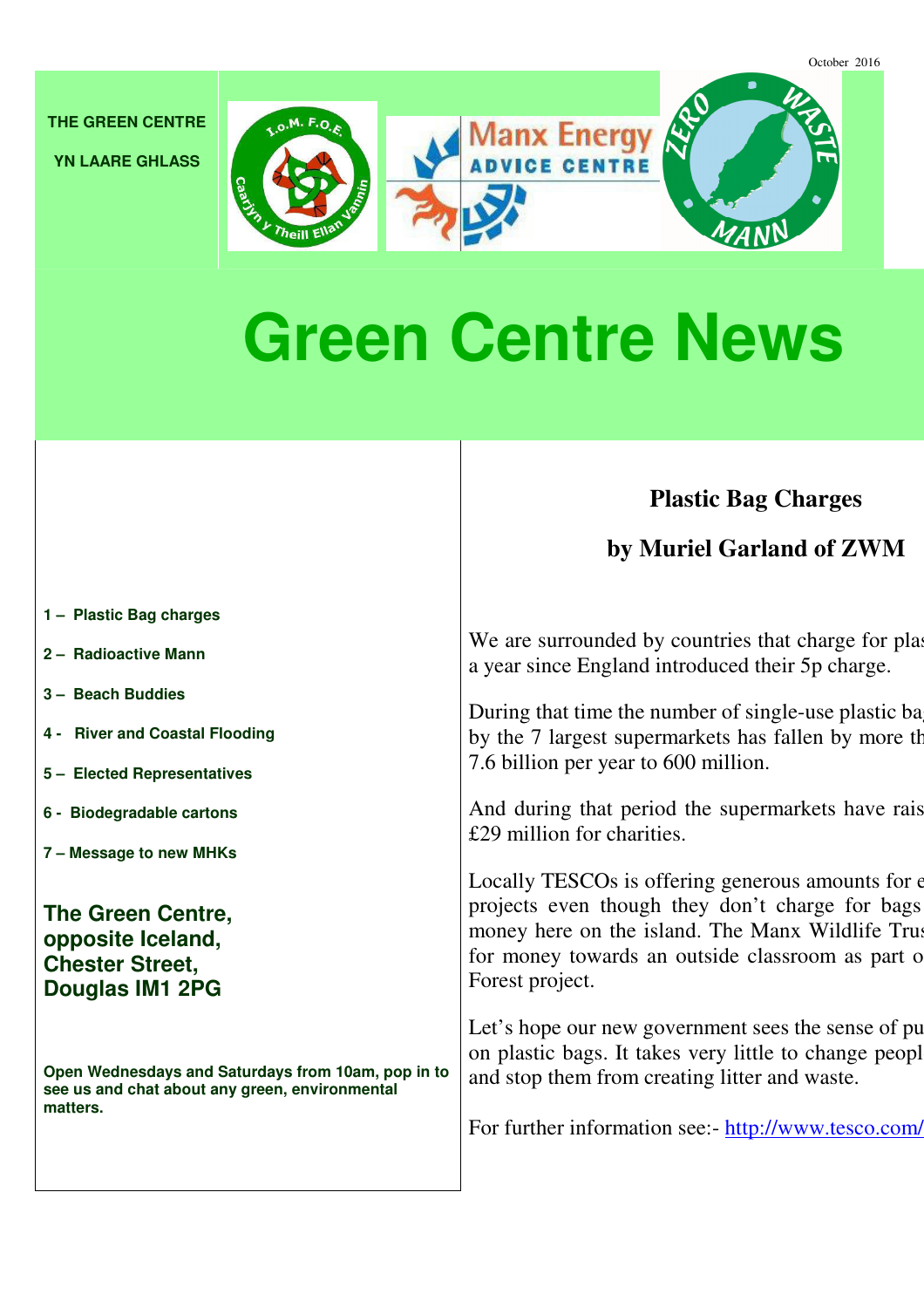October 2016

THE GREEN CENTRE

YN LAARE GHLASS

# Green Centre News

1 – Plastic Bag charges

2 – Radioactive Mann

3 – Beach Buddies

4 - River and Coastal Flooding

5 – Elected Representatives

6 - Biodegradable cartons

7 – Message to new MHKs

**The Green Centre, opposite Iceland, Chester Street, Douglas IM1 2PG**

**Open Wednesdays and Saturdays from 10am, pop in to see us and chat about any green, environmental matters.**

## Plastic Bag Charges

## by Muriel Garland of ZWM

We are surrounded by countries that charge for plas a year since England introduced their 5p charge.

During that time the number of single-use plastic ba by the 7 largest supermarkets has fallen by more th 7.6 billion per year to 600 million.

And during that period the supermarkets have rais £29 million for charities.

Locally TESCOs is offering generous amounts for e projects even though they don't charge for bags money here on the island. The Manx Wildlife Trus for money towards an outside classroom as part o Forest project.

Let's hope our new government sees the sense of pu on plastic bags. It takes very little to change peopl and stop them from creating litter and waste.

For further information see:- http://www.tesco.com/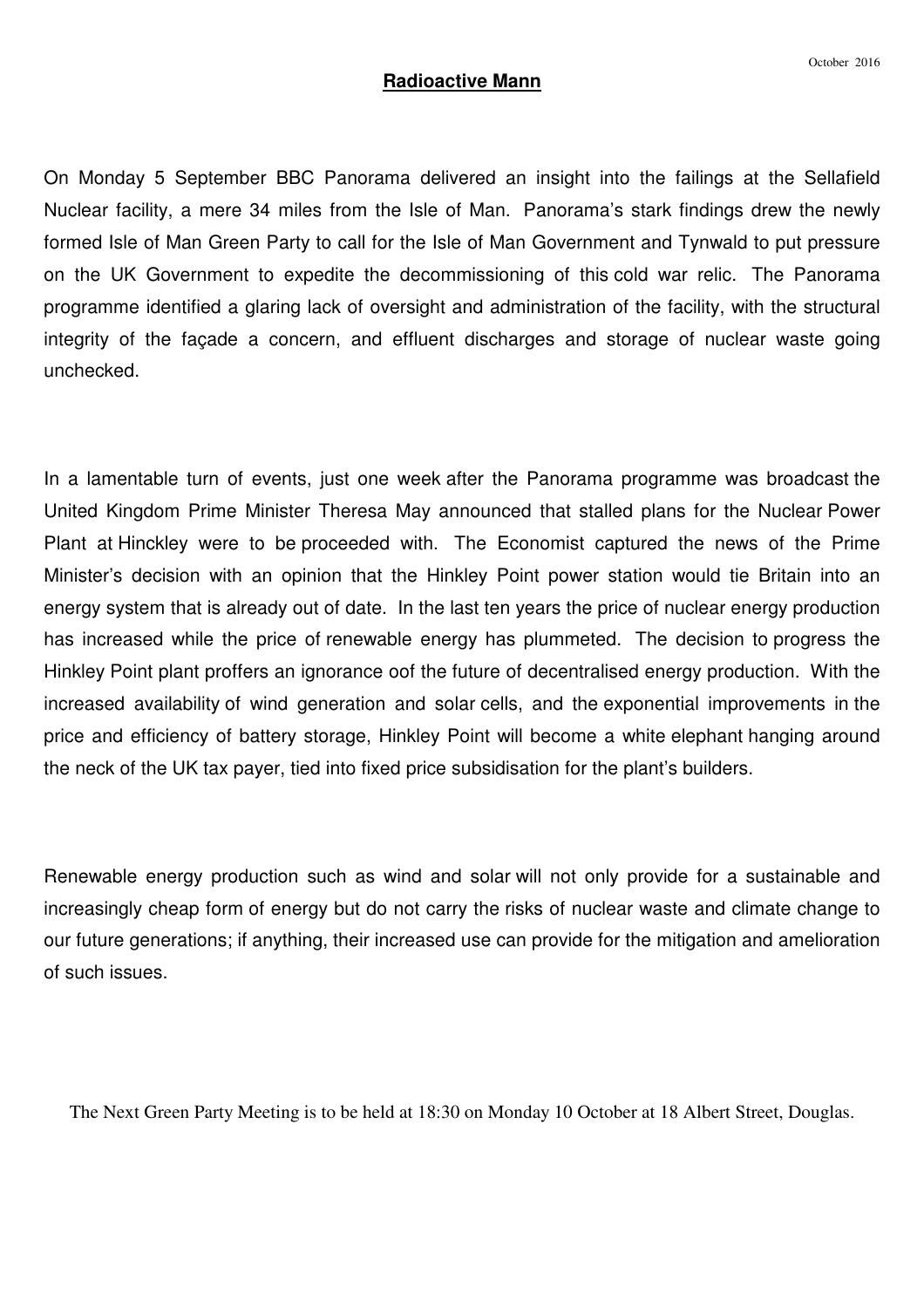October 2016

## **Radioactive Mann**

On Monday 5 September BBC Panorama delivered an insight into the failings at the Sellafield Nuclear facility, a mere 34 miles from the Isle of Man. Panorama's stark findings drew the newly formed Isle of Man Green Party to call for the Isle of Man Government and Tynwald to put pressure on the UK Government to expedite the decommissioning of this cold war relic. The Panorama programme identified a glaring lack of oversight and administration of the facility, with the structural integrity of the façade a concern, and effluent discharges and storage of nuclear waste going unchecked.

In a lamentable turn of events, just one week after the Panorama programme was broadcast the United Kingdom Prime Minister Theresa May announced that stalled plans for the Nuclear Power Plant at Hinckley were to be proceeded with. The Economist captured the news of the Prime Minister's decision with an opinion that the Hinkley Point power station would tie Britain into an energy system that is already out of date. In the last ten years the price of nuclear energy production has increased while the price of renewable energy has plummeted. The decision to progress the Hinkley Point plant proffers an ignorance oof the future of decentralised energy production. With the increased availability of wind generation and solar cells, and the exponential improvements in the price and efficiency of battery storage, Hinkley Point will become a white elephant hanging around the neck of the UK tax payer, tied into fixed price subsidisation for the plant's builders.

Renewable energy production such as wind and solar will not only provide for a sustainable and increasingly cheap form of energy but do not carry the risks of nuclear waste and climate change to our future generations; if anything, their increased use can provide for the mitigation and amelioration of such issues.

The Next Green Party Meeting is to be held at 18:30 on Monday 10 October at 18 Albert Street, Douglas.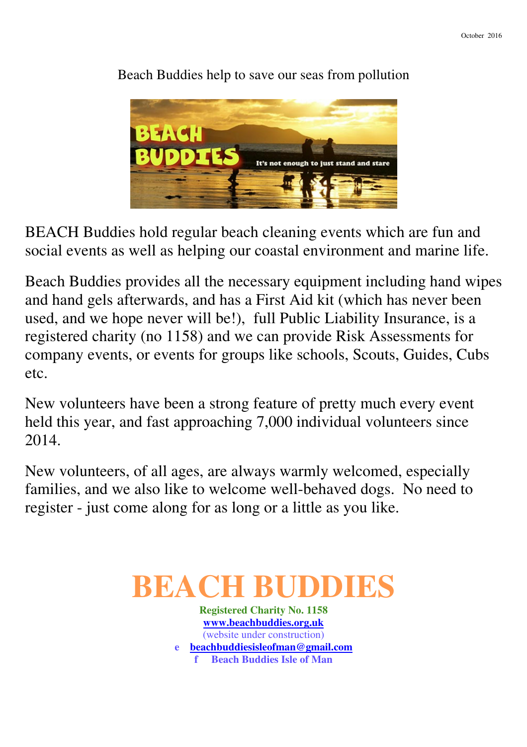October 2016

Beach Buddies help to save our seas from pollution

BEACH Buddies hold regular beach cleaning events which are fun and social events as well as helping our coastal environment and marine life.

Beach Buddies provides all the necessary equipment including hand wipes and hand gels afterwards, and has a First Aid kit (which has never been used, and we hope never will be!), full Public Liability Insurance, is a registered charity (no 1158) and we can provide Risk Assessments for company events, or events for groups like schools, Scouts, Guides, Cubs etc.

New volunteers have been a strong feature of pretty much every event held this year, and fast approaching 7,000 individual volunteers since 2014.

New volunteers, of all ages, are always warmly welcomed, especially families, and we also like to welcome well-behaved dogs. No need to register - just come along for as long or a little as you like.

# BEACH BUDDIES

**Registered Charity No. 1158**

**www.beachbuddies.org.uk**

(website under construction)

**e beachbuddiesisleofman@gmail.com**

**f Beach Buddies Isle of Man**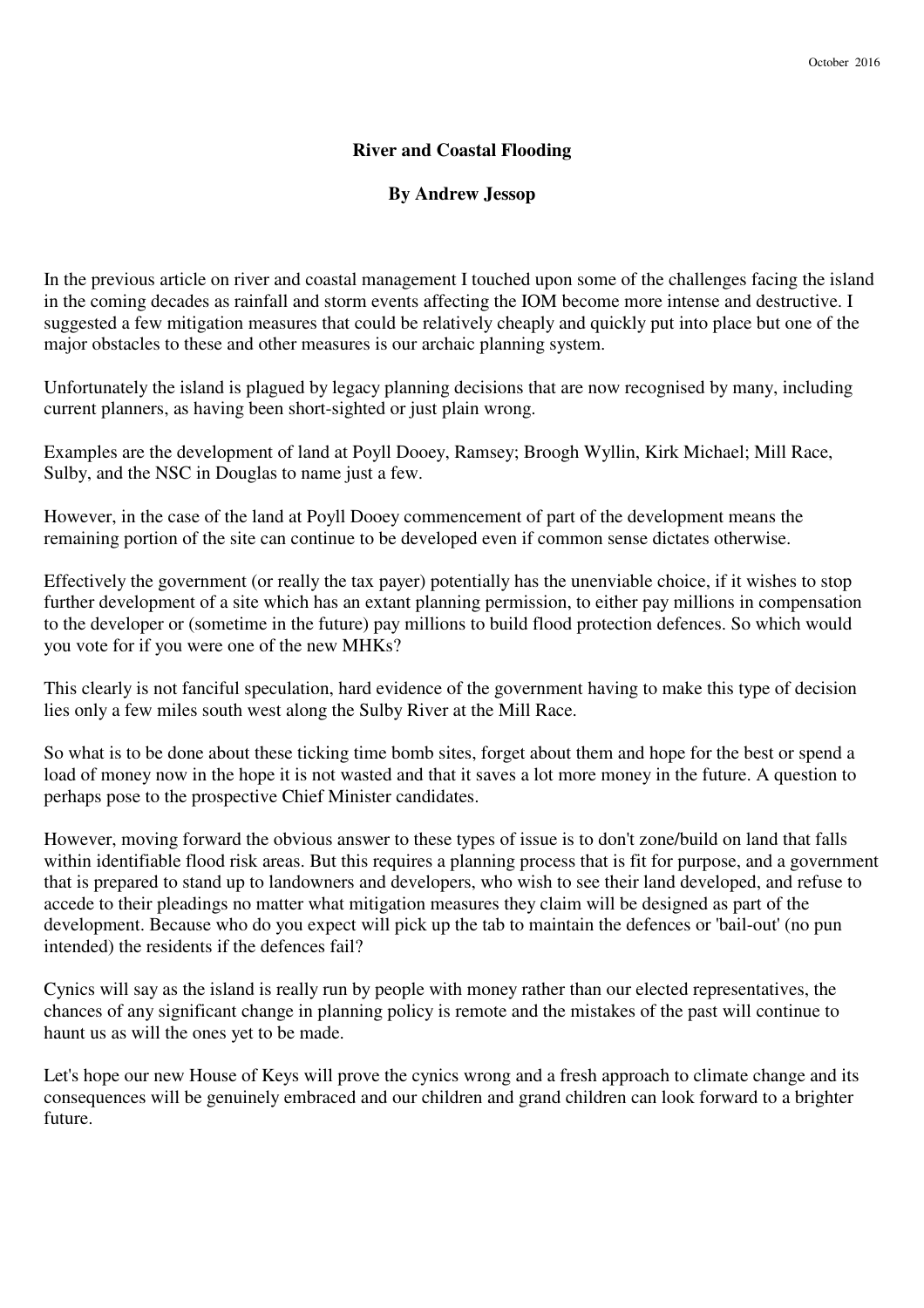October 2016

**River and Coastal Flooding**

**By Andrew Jessop**

In the previous article on river and coastal management I touched upon some of the challenges facing the island in the coming decades as rainfall and storm events affecting the IOM become more intense and destructive. I suggested a few mitigation measures that could be relatively cheaply and quickly put into place but one of the major obstacles to these and other measures is our archaic planning system.

Unfortunately the island is plagued by legacy planning decisions that are now recognised by many, including current planners, as having been short-sighted or just plain wrong.

Examples are the development of land at Poyll Dooey, Ramsey; Broogh Wyllin, Kirk Michael; Mill Race, Sulby, and the NSC in Douglas to name just a few.

However, in the case of the land at Poyll Dooey commencement of part of the development means the remaining portion of the site can continue to be developed even if common sense dictates otherwise.

Effectively the government (or really the tax payer) potentially has the unenviable choice, if it wishes to stop further development of a site which has an extant planning permission, to either pay millions in compensation to the developer or (sometime in the future) pay millions to build flood protection defences. So which would you vote for if you were one of the new MHKs?

This clearly is not fanciful speculation, hard evidence of the government having to make this type of decision lies only a few miles south west along the Sulby River at the Mill Race.

So what is to be done about these ticking time bomb sites, forget about them and hope for the best or spend a load of money now in the hope it is not wasted and that it saves a lot more money in the future. A question to perhaps pose to the prospective Chief Minister candidates.

However, moving forward the obvious answer to these types of issue is to don't zone/build on land that falls within identifiable flood risk areas. But this requires a planning process that is fit for purpose, and a government that is prepared to stand up to landowners and developers, who wish to see their land developed, and refuse to accede to their pleadings no matter what mitigation measures they claim will be designed as part of the development. Because who do you expect will pick up the tab to maintain the defences or 'bail-out' (no pun intended) the residents if the defences fail?

Cynics will say as the island is really run by people with money rather than our elected representatives, the chances of any significant change in planning policy is remote and the mistakes of the past will continue to haunt us as will the ones yet to be made.

Let's hope our new House of Keys will prove the cynics wrong and a fresh approach to climate change and its consequences will be genuinely embraced and our children and grand children can look forward to a brighter future.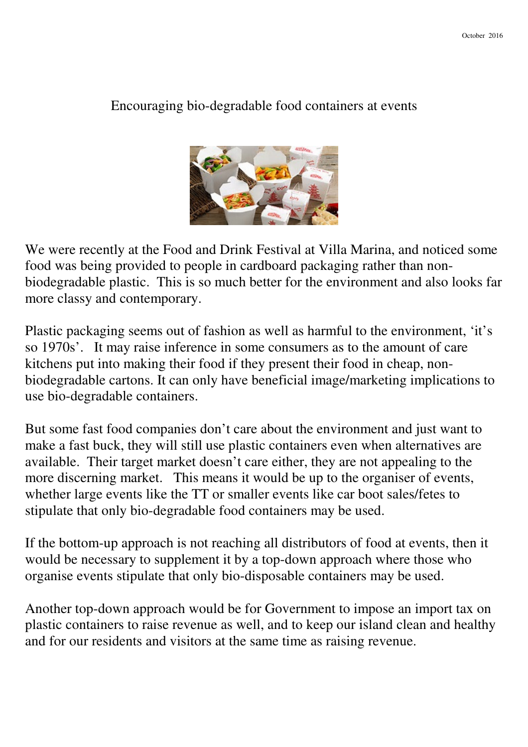October 2016

# Encouraging bio-degradable food containers at events

We were recently at the Food and Drink Festival at Villa Marina, and noticed some food was being provided to people in cardboard packaging rather than non-biodegradable plastic. This is so much better for the environment and also looks far more classy and contemporary.

Plastic packaging seems out of fashion as well as harmful to the environment, 'it's so 1970s'. It may raise inference in some consumers as to the amount of care kitchens put into making their food if they present their food in cheap, non-biodegradable cartons. It can only have beneficial image/marketing implications to use bio-degradable containers.

But some fast food companies don't care about the environment and just want to make a fast buck, they will still use plastic containers even when alternatives are available. Their target market doesn't care either, they are not appealing to the more discerning market. This means it would be up to the organiser of events, whether large events like the TT or smaller events like car boot sales/fetes to stipulate that only bio-degradable food containers may be used.

If the bottom-up approach is not reaching all distributors of food at events, then it would be necessary to supplement it by a top-down approach where those who organise events stipulate that only bio-disposable containers may be used.

Another top-down approach would be for Government to impose an import tax on plastic containers to raise revenue as well, and to keep our island clean and healthy and for our residents and visitors at the same time as raising revenue.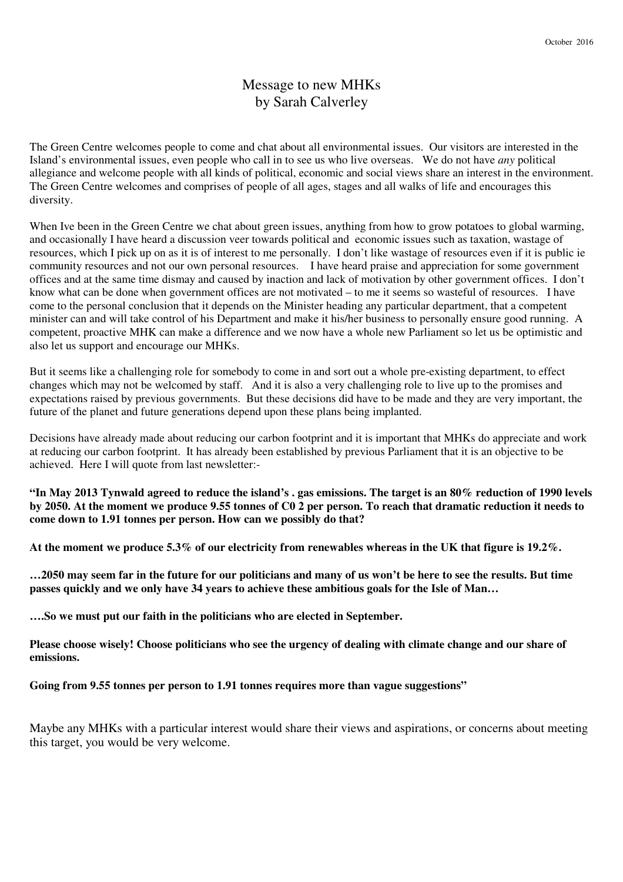October 2016

# Message to new MHKs
by Sarah Calverley

The Green Centre welcomes people to come and chat about all environmental issues. Our visitors are interested in the Island's environmental issues, even people who call in to see us who live overseas. We do not have *any* political allegiance and welcome people with all kinds of political, economic and social views share an interest in the environment. The Green Centre welcomes and comprises of people of all ages, stages and all walks of life and encourages this diversity.

When Ive been in the Green Centre we chat about green issues, anything from how to grow potatoes to global warming, and occasionally I have heard a discussion veer towards political and economic issues such as taxation, wastage of resources, which I pick up on as it is of interest to me personally. I don't like wastage of resources even if it is public ie community resources and not our own personal resources. I have heard praise and appreciation for some government offices and at the same time dismay and caused by inaction and lack of motivation by other government offices. I don't know what can be done when government offices are not motivated – to me it seems so wasteful of resources. I have come to the personal conclusion that it depends on the Minister heading any particular department, that a competent minister can and will take control of his Department and make it his/her business to personally ensure good running. A competent, proactive MHK can make a difference and we now have a whole new Parliament so let us be optimistic and also let us support and encourage our MHKs.

But it seems like a challenging role for somebody to come in and sort out a whole pre-existing department, to effect changes which may not be welcomed by staff. And it is also a very challenging role to live up to the promises and expectations raised by previous governments. But these decisions did have to be made and they are very important, the future of the planet and future generations depend upon these plans being implanted.

Decisions have already made about reducing our carbon footprint and it is important that MHKs do appreciate and work at reducing our carbon footprint. It has already been established by previous Parliament that it is an objective to be achieved. Here I will quote from last newsletter:-

**"In May 2013 Tynwald agreed to reduce the island's . gas emissions. The target is an 80% reduction of 1990 levels by 2050. At the moment we produce 9.55 tonnes of C0 2 per person. To reach that dramatic reduction it needs to come down to 1.91 tonnes per person. How can we possibly do that?**

**At the moment we produce 5.3% of our electricity from renewables whereas in the UK that figure is 19.2%.**

**…2050 may seem far in the future for our politicians and many of us won't be here to see the results. But time passes quickly and we only have 34 years to achieve these ambitious goals for the Isle of Man…**

**….So we must put our faith in the politicians who are elected in September.**

**Please choose wisely! Choose politicians who see the urgency of dealing with climate change and our share of emissions.**

**Going from 9.55 tonnes per person to 1.91 tonnes requires more than vague suggestions"**

Maybe any MHKs with a particular interest would share their views and aspirations, or concerns about meeting this target, you would be very welcome.